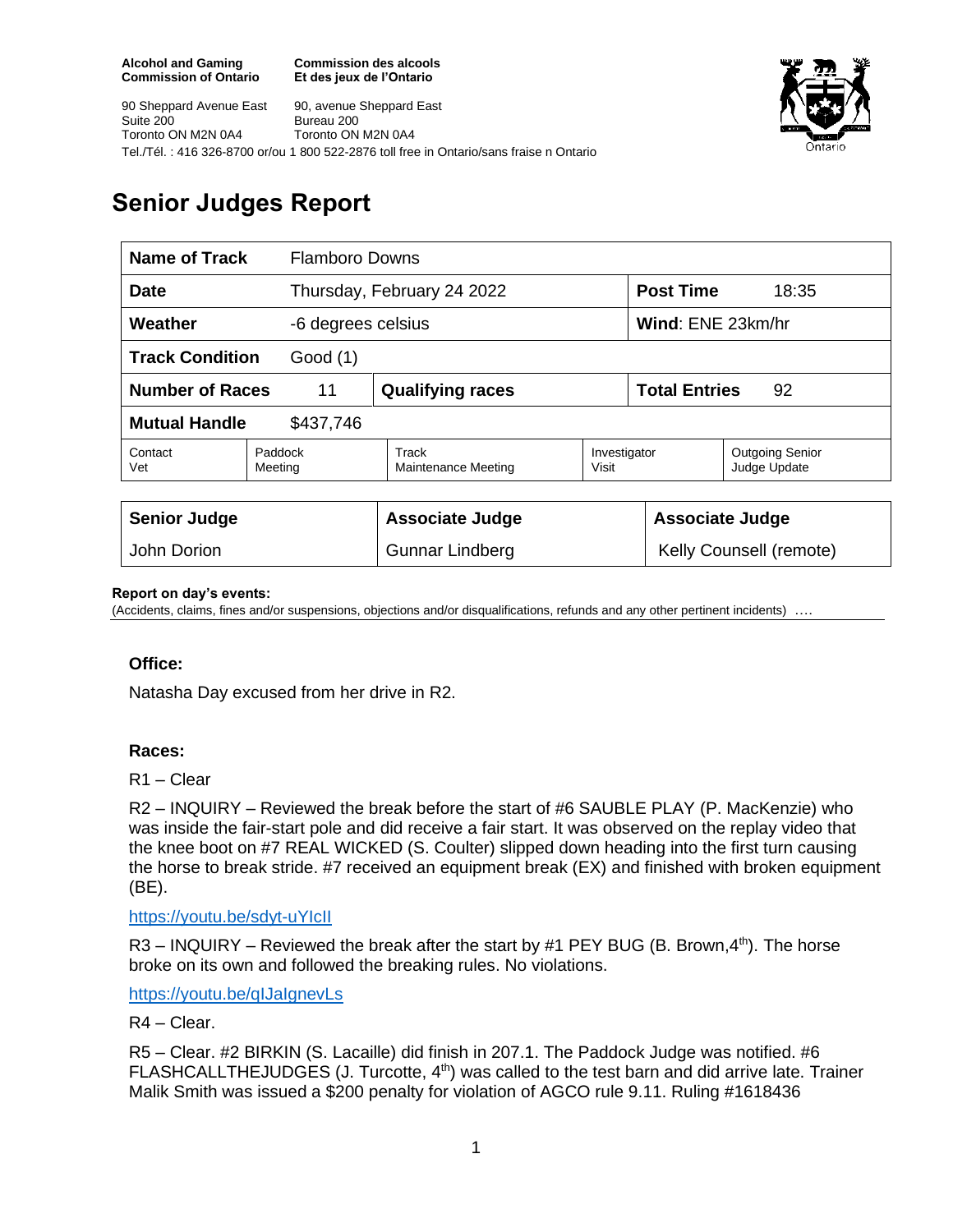**Alcohol and Gaming Commission of Ontario**
**Commission des alcools Et des jeux de l'Ontario**

90 Sheppard Avenue East
Suite 200
Toronto ON M2N 0A4

90, avenue Sheppard East
Bureau 200
Toronto ON M2N 0A4

Tel./Tél. : 416 326-8700 or/ou 1 800 522-2876 toll free in Ontario/sans fraise n Ontario

# Senior Judges Report

| **Name of Track** | Flamboro Downs | | | | |
|---|---|---|---|---|---|
| **Date** | Thursday, February 24 2022 | | | **Post Time** | 18:35 |
| **Weather** | -6 degrees celsius | | | **Wind**: ENE 23km/hr | |
| **Track Condition** | Good (1) | | | | |
| **Number of Races** | 11 | **Qualifying races** | | **Total Entries** | 92 |
| **Mutual Handle** | $437,746 | | | | |
| Contact Vet | Paddock Meeting | Track Maintenance Meeting | | Investigator Visit | Outgoing Senior Judge Update |

| **Senior Judge** | **Associate Judge** | **Associate Judge** |
|---|---|---|
| John Dorion | Gunnar Lindberg | Kelly Counsell (remote) |

**Report on day's events:**
(Accidents, claims, fines and/or suspensions, objections and/or disqualifications, refunds and any other pertinent incidents) ….

### Office:

Natasha Day excused from her drive in R2.

### Races:

R1 – Clear

R2 – INQUIRY – Reviewed the break before the start of #6 SAUBLE PLAY (P. MacKenzie) who was inside the fair-start pole and did receive a fair start. It was observed on the replay video that the knee boot on #7 REAL WICKED (S. Coulter) slipped down heading into the first turn causing the horse to break stride. #7 received an equipment break (EX) and finished with broken equipment (BE).

https://youtu.be/sdyt-uYIcII

R3 – INQUIRY – Reviewed the break after the start by #1 PEY BUG (B. Brown,4th). The horse broke on its own and followed the breaking rules. No violations.

https://youtu.be/qIJaIgnevLs

R4 – Clear.

R5 – Clear. #2 BIRKIN (S. Lacaille) did finish in 207.1. The Paddock Judge was notified. #6 FLASHCALLTHEJUDGES (J. Turcotte, 4th) was called to the test barn and did arrive late. Trainer Malik Smith was issued a $200 penalty for violation of AGCO rule 9.11. Ruling #1618436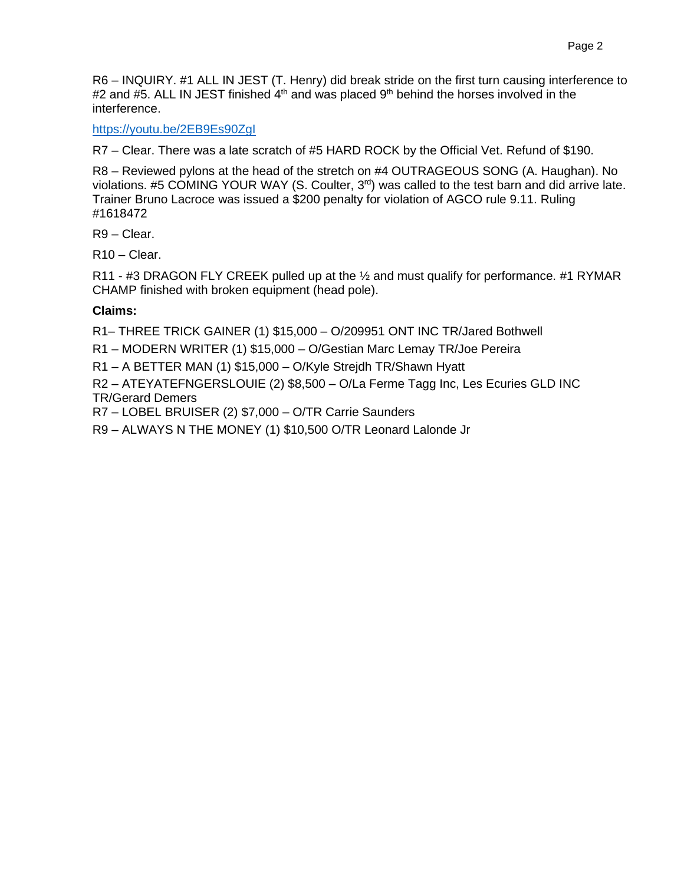R6 – INQUIRY. #1 ALL IN JEST (T. Henry) did break stride on the first turn causing interference to #2 and #5. ALL IN JEST finished 4th and was placed 9th behind the horses involved in the interference.

https://youtu.be/2EB9Es90ZgI

R7 – Clear. There was a late scratch of #5 HARD ROCK by the Official Vet. Refund of $190.

R8 – Reviewed pylons at the head of the stretch on #4 OUTRAGEOUS SONG (A. Haughan). No violations. #5 COMING YOUR WAY (S. Coulter, 3rd) was called to the test barn and did arrive late. Trainer Bruno Lacroce was issued a $200 penalty for violation of AGCO rule 9.11. Ruling #1618472

R9 – Clear.

R10 – Clear.

R11 - #3 DRAGON FLY CREEK pulled up at the ½ and must qualify for performance. #1 RYMAR CHAMP finished with broken equipment (head pole).

**Claims:**

R1– THREE TRICK GAINER (1) $15,000 – O/209951 ONT INC TR/Jared Bothwell

R1 – MODERN WRITER (1) $15,000 – O/Gestian Marc Lemay TR/Joe Pereira

R1 – A BETTER MAN (1) $15,000 – O/Kyle Strejdh TR/Shawn Hyatt

R2 – ATEYATEFNGERSLOUIE (2) $8,500 – O/La Ferme Tagg Inc, Les Ecuries GLD INC TR/Gerard Demers

R7 – LOBEL BRUISER (2) $7,000 – O/TR Carrie Saunders

R9 – ALWAYS N THE MONEY (1) $10,500 O/TR Leonard Lalonde Jr